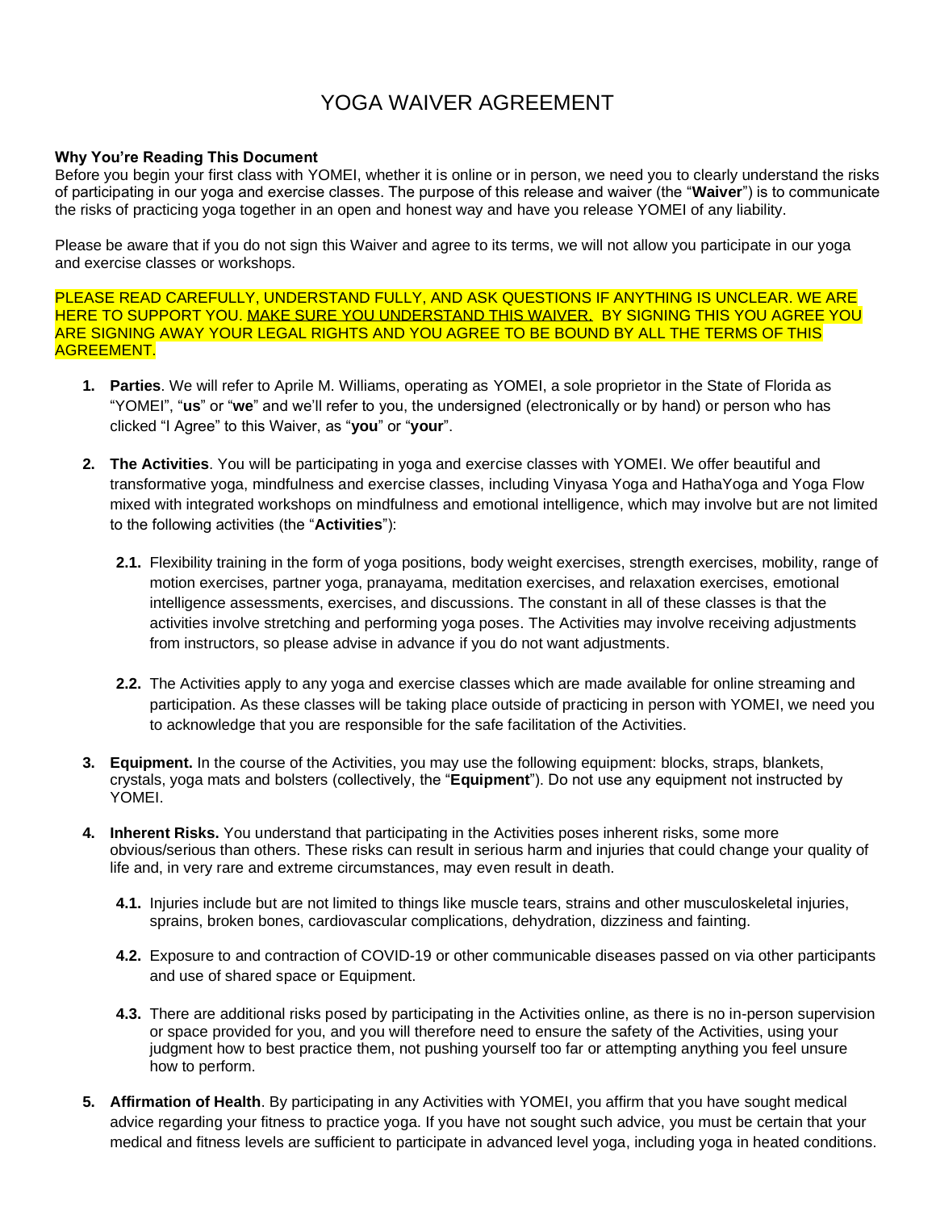# YOGA WAIVER AGREEMENT

**Why You're Reading This Document**

Before you begin your first class with YOMEI, whether it is online or in person, we need you to clearly understand the risks of participating in our yoga and exercise classes. The purpose of this release and waiver (the "**Waiver**") is to communicate the risks of practicing yoga together in an open and honest way and have you release YOMEI of any liability.

Please be aware that if you do not sign this Waiver and agree to its terms, we will not allow you participate in our yoga and exercise classes or workshops.

PLEASE READ CAREFULLY, UNDERSTAND FULLY, AND ASK QUESTIONS IF ANYTHING IS UNCLEAR. WE ARE HERE TO SUPPORT YOU. MAKE SURE YOU UNDERSTAND THIS WAIVER. BY SIGNING THIS YOU AGREE YOU ARE SIGNING AWAY YOUR LEGAL RIGHTS AND YOU AGREE TO BE BOUND BY ALL THE TERMS OF THIS AGREEMENT.

1. **Parties**. We will refer to Aprile M. Williams, operating as YOMEI, a sole proprietor in the State of Florida as "YOMEI", "**us**" or "**we**" and we'll refer to you, the undersigned (electronically or by hand) or person who has clicked "I Agree" to this Waiver, as "**you**" or "**your**".

2. **The Activities**. You will be participating in yoga and exercise classes with YOMEI. We offer beautiful and transformative yoga, mindfulness and exercise classes, including Vinyasa Yoga and HathaYoga and Yoga Flow mixed with integrated workshops on mindfulness and emotional intelligence, which may involve but are not limited to the following activities (the "**Activities**"):

   **2.1.** Flexibility training in the form of yoga positions, body weight exercises, strength exercises, mobility, range of motion exercises, partner yoga, pranayama, meditation exercises, and relaxation exercises, emotional intelligence assessments, exercises, and discussions. The constant in all of these classes is that the activities involve stretching and performing yoga poses. The Activities may involve receiving adjustments from instructors, so please advise in advance if you do not want adjustments.

   **2.2.** The Activities apply to any yoga and exercise classes which are made available for online streaming and participation. As these classes will be taking place outside of practicing in person with YOMEI, we need you to acknowledge that you are responsible for the safe facilitation of the Activities.

3. **Equipment.** In the course of the Activities, you may use the following equipment: blocks, straps, blankets, crystals, yoga mats and bolsters (collectively, the "**Equipment**"). Do not use any equipment not instructed by YOMEI.

4. **Inherent Risks.** You understand that participating in the Activities poses inherent risks, some more obvious/serious than others. These risks can result in serious harm and injuries that could change your quality of life and, in very rare and extreme circumstances, may even result in death.

   **4.1.** Injuries include but are not limited to things like muscle tears, strains and other musculoskeletal injuries, sprains, broken bones, cardiovascular complications, dehydration, dizziness and fainting.

   **4.2.** Exposure to and contraction of COVID-19 or other communicable diseases passed on via other participants and use of shared space or Equipment.

   **4.3.** There are additional risks posed by participating in the Activities online, as there is no in-person supervision or space provided for you, and you will therefore need to ensure the safety of the Activities, using your judgment how to best practice them, not pushing yourself too far or attempting anything you feel unsure how to perform.

5. **Affirmation of Health**. By participating in any Activities with YOMEI, you affirm that you have sought medical advice regarding your fitness to practice yoga. If you have not sought such advice, you must be certain that your medical and fitness levels are sufficient to participate in advanced level yoga, including yoga in heated conditions.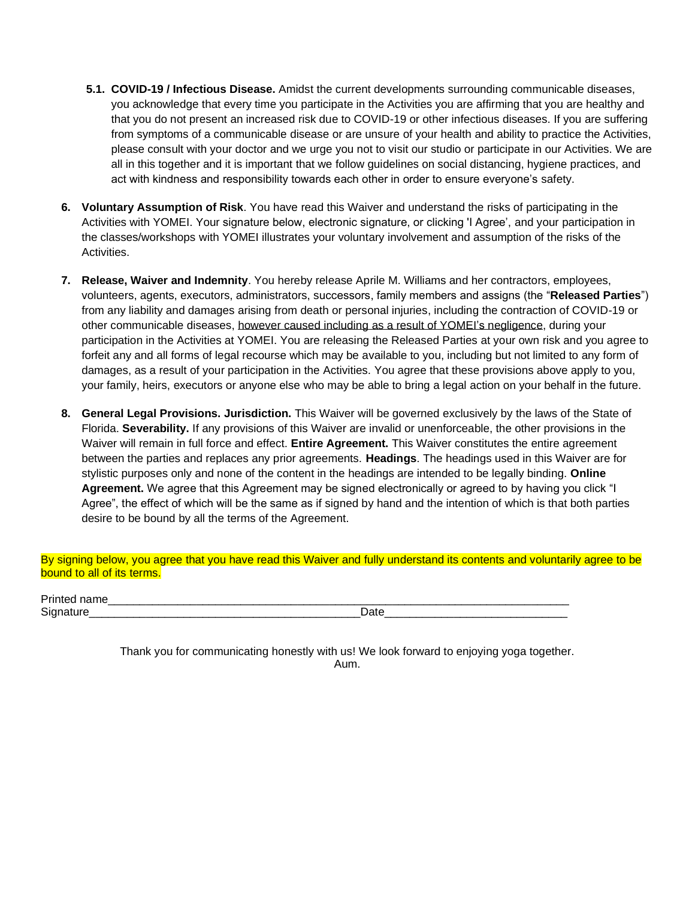**5.1. COVID-19 / Infectious Disease.** Amidst the current developments surrounding communicable diseases, you acknowledge that every time you participate in the Activities you are affirming that you are healthy and that you do not present an increased risk due to COVID-19 or other infectious diseases. If you are suffering from symptoms of a communicable disease or are unsure of your health and ability to practice the Activities, please consult with your doctor and we urge you not to visit our studio or participate in our Activities. We are all in this together and it is important that we follow guidelines on social distancing, hygiene practices, and act with kindness and responsibility towards each other in order to ensure everyone's safety.

6. **Voluntary Assumption of Risk**. You have read this Waiver and understand the risks of participating in the Activities with YOMEI. Your signature below, electronic signature, or clicking 'I Agree', and your participation in the classes/workshops with YOMEI illustrates your voluntary involvement and assumption of the risks of the Activities.

7. **Release, Waiver and Indemnity**. You hereby release Aprile M. Williams and her contractors, employees, volunteers, agents, executors, administrators, successors, family members and assigns (the "**Released Parties**") from any liability and damages arising from death or personal injuries, including the contraction of COVID-19 or other communicable diseases, <u>however caused including as a result of YOMEI's negligence</u>, during your participation in the Activities at YOMEI. You are releasing the Released Parties at your own risk and you agree to forfeit any and all forms of legal recourse which may be available to you, including but not limited to any form of damages, as a result of your participation in the Activities. You agree that these provisions above apply to you, your family, heirs, executors or anyone else who may be able to bring a legal action on your behalf in the future.

8. **General Legal Provisions. Jurisdiction.** This Waiver will be governed exclusively by the laws of the State of Florida. **Severability.** If any provisions of this Waiver are invalid or unenforceable, the other provisions in the Waiver will remain in full force and effect. **Entire Agreement.** This Waiver constitutes the entire agreement between the parties and replaces any prior agreements. **Headings**. The headings used in this Waiver are for stylistic purposes only and none of the content in the headings are intended to be legally binding. **Online Agreement.** We agree that this Agreement may be signed electronically or agreed to by having you click "I Agree", the effect of which will be the same as if signed by hand and the intention of which is that both parties desire to be bound by all the terms of the Agreement.

By signing below, you agree that you have read this Waiver and fully understand its contents and voluntarily agree to be bound to all of its terms.

Printed name_______________________________________________________________

Signature__________________________________________Date___________________________

Thank you for communicating honestly with us! We look forward to enjoying yoga together.
Aum.